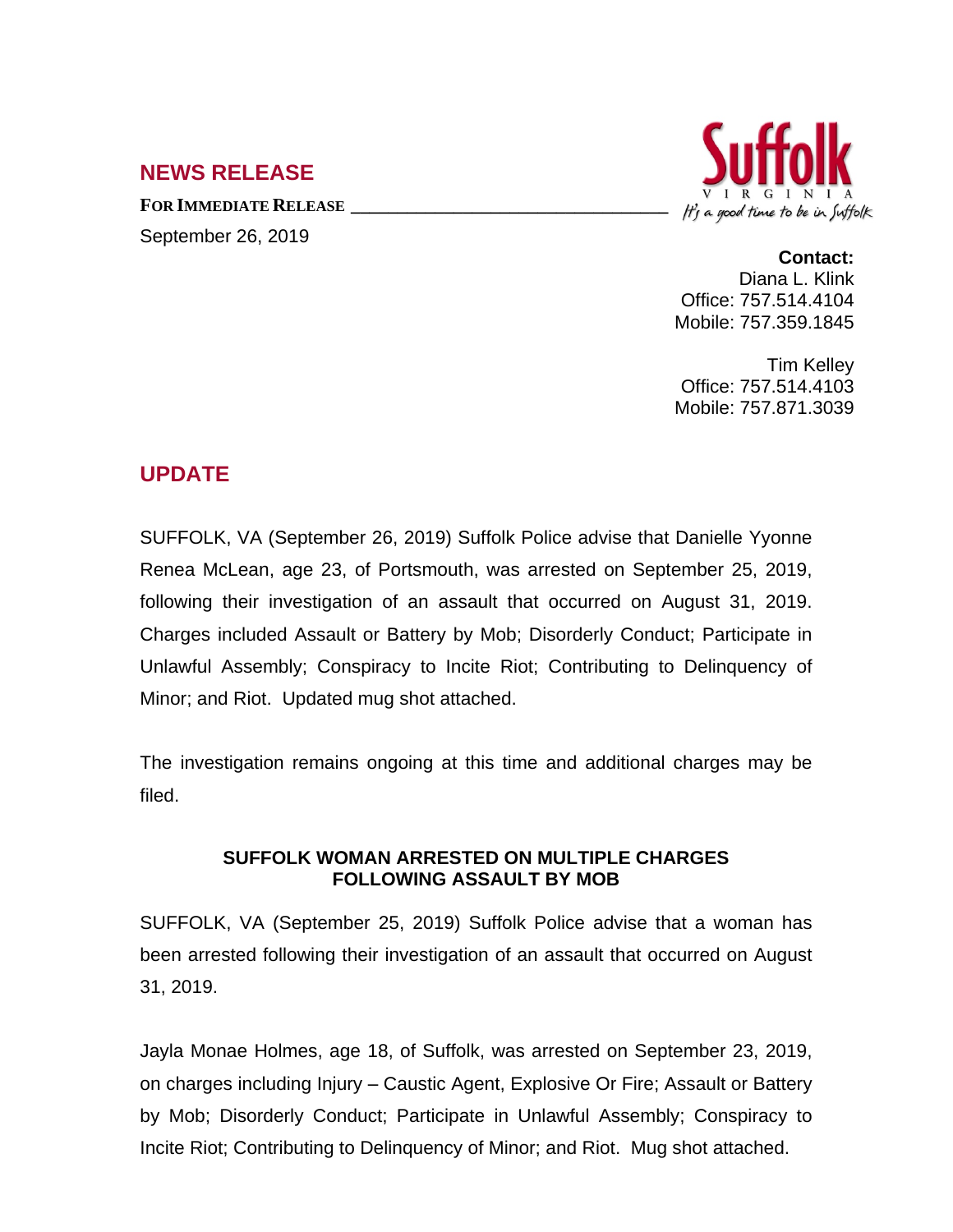## NEWS RELEASE

**FOR IMMEDIATE RELEASE**

September 26, 2019

**Contact:**
Diana L. Klink
Office: 757.514.4104
Mobile: 757.359.1845

Tim Kelley
Office: 757.514.4103
Mobile: 757.871.3039

## UPDATE

SUFFOLK, VA (September 26, 2019) Suffolk Police advise that Danielle Yyonne Renea McLean, age 23, of Portsmouth, was arrested on September 25, 2019, following their investigation of an assault that occurred on August 31, 2019. Charges included Assault or Battery by Mob; Disorderly Conduct; Participate in Unlawful Assembly; Conspiracy to Incite Riot; Contributing to Delinquency of Minor; and Riot. Updated mug shot attached.

The investigation remains ongoing at this time and additional charges may be filed.

**SUFFOLK WOMAN ARRESTED ON MULTIPLE CHARGES FOLLOWING ASSAULT BY MOB**

SUFFOLK, VA (September 25, 2019) Suffolk Police advise that a woman has been arrested following their investigation of an assault that occurred on August 31, 2019.

Jayla Monae Holmes, age 18, of Suffolk, was arrested on September 23, 2019, on charges including Injury – Caustic Agent, Explosive Or Fire; Assault or Battery by Mob; Disorderly Conduct; Participate in Unlawful Assembly; Conspiracy to Incite Riot; Contributing to Delinquency of Minor; and Riot. Mug shot attached.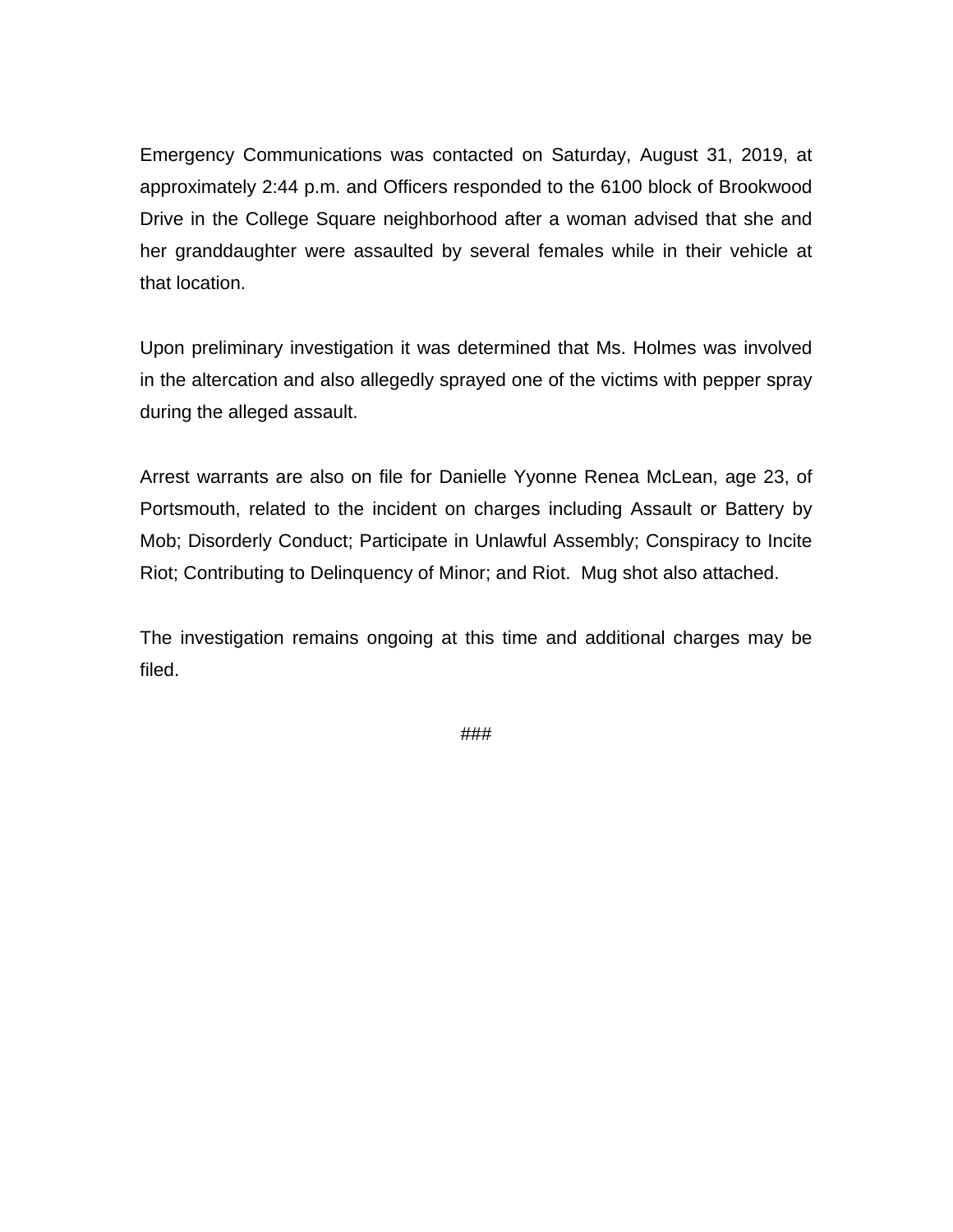Emergency Communications was contacted on Saturday, August 31, 2019, at approximately 2:44 p.m. and Officers responded to the 6100 block of Brookwood Drive in the College Square neighborhood after a woman advised that she and her granddaughter were assaulted by several females while in their vehicle at that location.

Upon preliminary investigation it was determined that Ms. Holmes was involved in the altercation and also allegedly sprayed one of the victims with pepper spray during the alleged assault.

Arrest warrants are also on file for Danielle Yyonne Renea McLean, age 23, of Portsmouth, related to the incident on charges including Assault or Battery by Mob; Disorderly Conduct; Participate in Unlawful Assembly; Conspiracy to Incite Riot; Contributing to Delinquency of Minor; and Riot. Mug shot also attached.

The investigation remains ongoing at this time and additional charges may be filed.

###